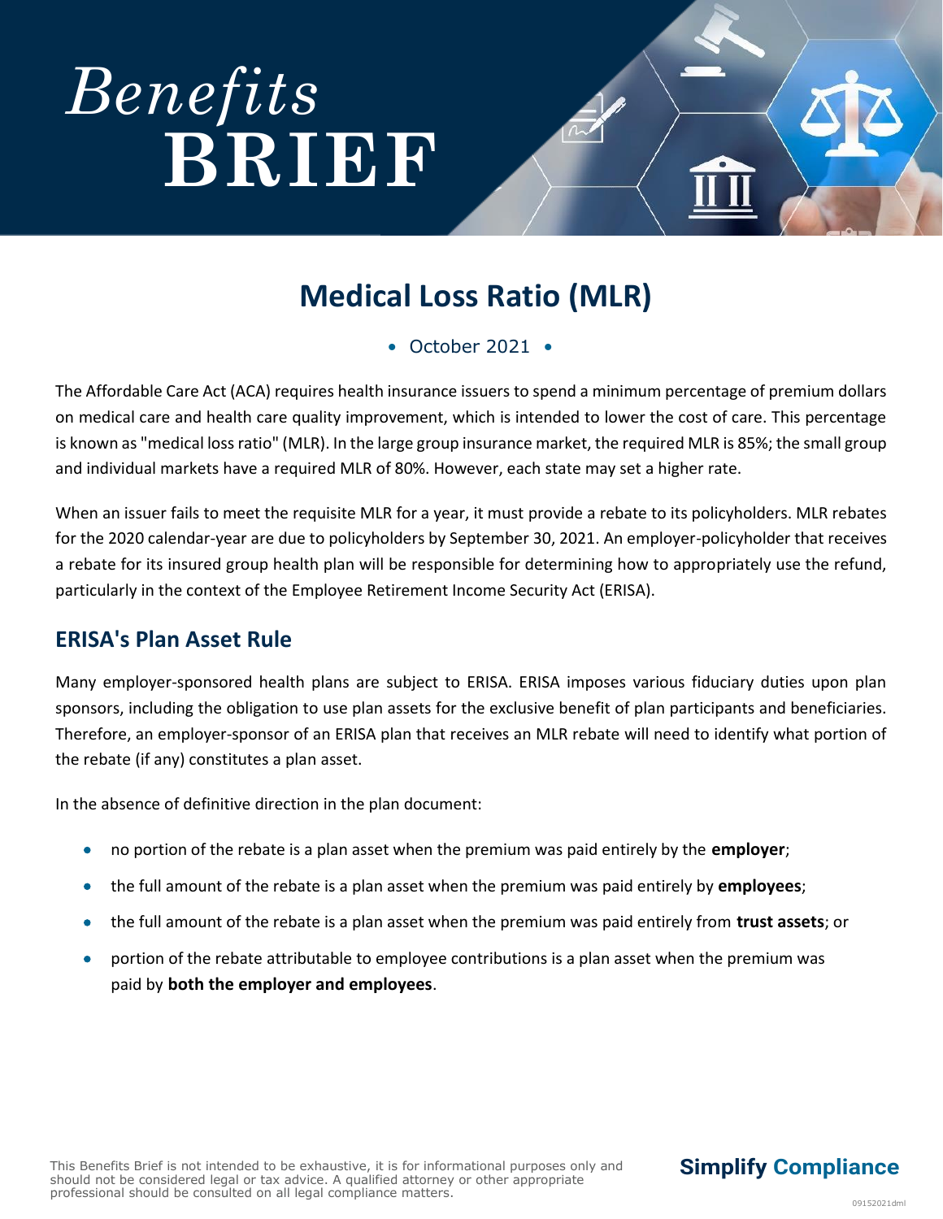# *Benefits* BRIEF

## Medical Loss Ratio (MLR)

• October 2021 •

The Affordable Care Act (ACA) requires health insurance issuers to spend a minimum percentage of premium dollars on medical care and health care quality improvement, which is intended to lower the cost of care. This percentage is known as "medical loss ratio" (MLR). In the large group insurance market, the required MLR is 85%; the small group and individual markets have a required MLR of 80%. However, each state may set a higher rate.

When an issuer fails to meet the requisite MLR for a year, it must provide a rebate to its policyholders. MLR rebates for the 2020 calendar-year are due to policyholders by September 30, 2021. An employer-policyholder that receives a rebate for its insured group health plan will be responsible for determining how to appropriately use the refund, particularly in the context of the Employee Retirement Income Security Act (ERISA).

### ERISA's Plan Asset Rule

Many employer-sponsored health plans are subject to ERISA. ERISA imposes various fiduciary duties upon plan sponsors, including the obligation to use plan assets for the exclusive benefit of plan participants and beneficiaries. Therefore, an employer-sponsor of an ERISA plan that receives an MLR rebate will need to identify what portion of the rebate (if any) constitutes a plan asset.

In the absence of definitive direction in the plan document:

- no portion of the rebate is a plan asset when the premium was paid entirely by the **employer**;
- the full amount of the rebate is a plan asset when the premium was paid entirely by **employees**;
- the full amount of the rebate is a plan asset when the premium was paid entirely from **trust assets**; or
- portion of the rebate attributable to employee contributions is a plan asset when the premium was paid by **both the employer and employees**.

This Benefits Brief is not intended to be exhaustive, it is for informational purposes only and should not be considered legal or tax advice. A qualified attorney or other appropriate professional should be consulted on all legal compliance matters.

**Simplify Compliance**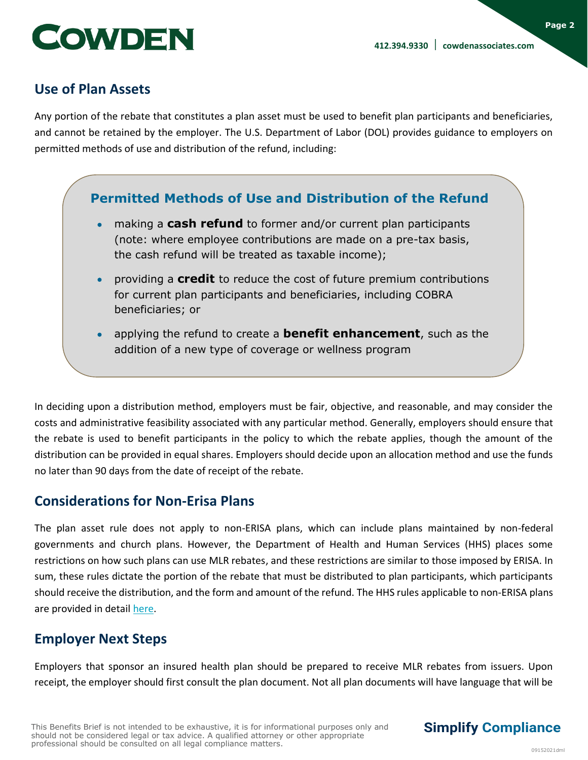## Use of Plan Assets

Any portion of the rebate that constitutes a plan asset must be used to benefit plan participants and beneficiaries, and cannot be retained by the employer. The U.S. Department of Labor (DOL) provides guidance to employers on permitted methods of use and distribution of the refund, including:

### Permitted Methods of Use and Distribution of the Refund

- making a **cash refund** to former and/or current plan participants (note: where employee contributions are made on a pre-tax basis, the cash refund will be treated as taxable income);
- providing a **credit** to reduce the cost of future premium contributions for current plan participants and beneficiaries, including COBRA beneficiaries; or
- applying the refund to create a **benefit enhancement**, such as the addition of a new type of coverage or wellness program

In deciding upon a distribution method, employers must be fair, objective, and reasonable, and may consider the costs and administrative feasibility associated with any particular method. Generally, employers should ensure that the rebate is used to benefit participants in the policy to which the rebate applies, though the amount of the distribution can be provided in equal shares. Employers should decide upon an allocation method and use the funds no later than 90 days from the date of receipt of the rebate.

## Considerations for Non-Erisa Plans

The plan asset rule does not apply to non-ERISA plans, which can include plans maintained by non-federal governments and church plans. However, the Department of Health and Human Services (HHS) places some restrictions on how such plans can use MLR rebates, and these restrictions are similar to those imposed by ERISA. In sum, these rules dictate the portion of the rebate that must be distributed to plan participants, which participants should receive the distribution, and the form and amount of the refund. The HHS rules applicable to non-ERISA plans are provided in detail here.

## Employer Next Steps

Employers that sponsor an insured health plan should be prepared to receive MLR rebates from issuers. Upon receipt, the employer should first consult the plan document. Not all plan documents will have language that will be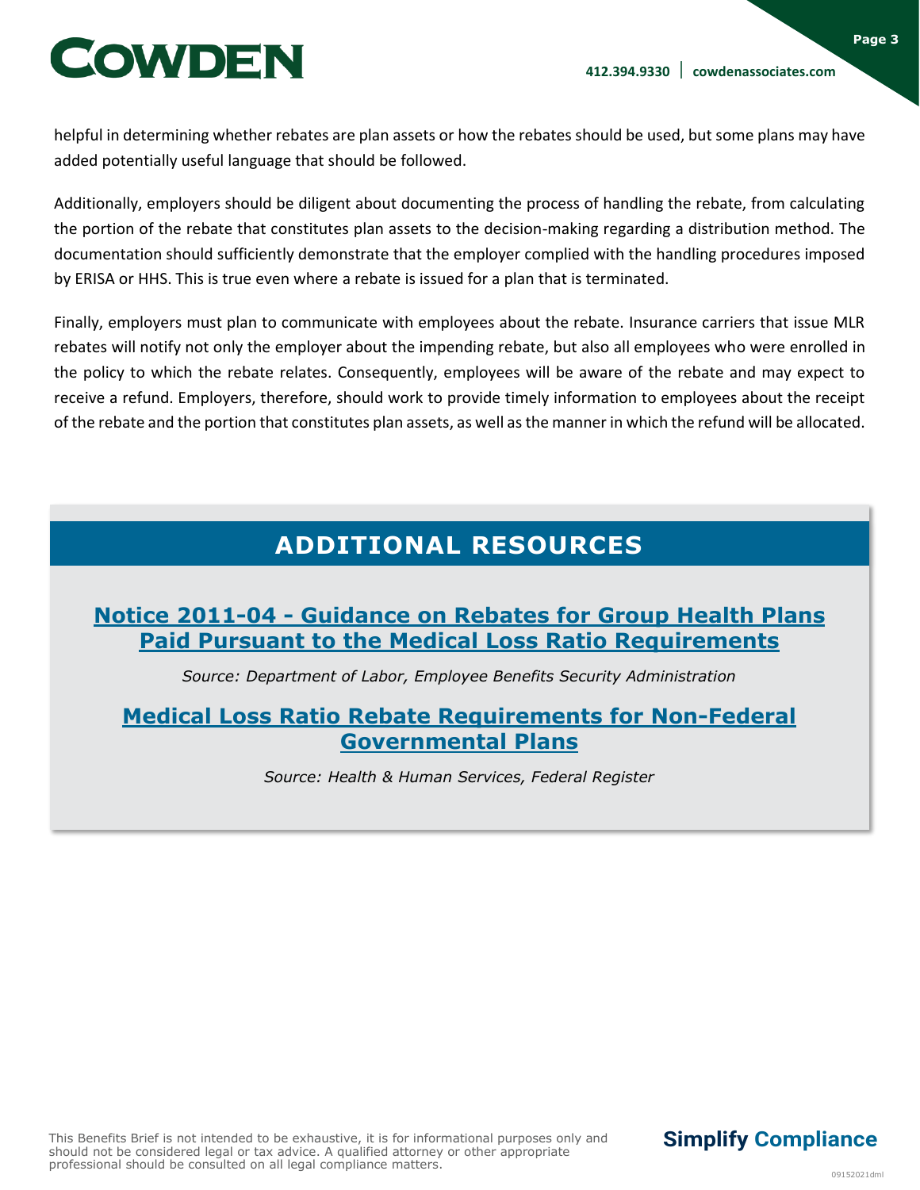helpful in determining whether rebates are plan assets or how the rebates should be used, but some plans may have added potentially useful language that should be followed.

Additionally, employers should be diligent about documenting the process of handling the rebate, from calculating the portion of the rebate that constitutes plan assets to the decision-making regarding a distribution method. The documentation should sufficiently demonstrate that the employer complied with the handling procedures imposed by ERISA or HHS. This is true even where a rebate is issued for a plan that is terminated.

Finally, employers must plan to communicate with employees about the rebate. Insurance carriers that issue MLR rebates will notify not only the employer about the impending rebate, but also all employees who were enrolled in the policy to which the rebate relates. Consequently, employees will be aware of the rebate and may expect to receive a refund. Employers, therefore, should work to provide timely information to employees about the receipt of the rebate and the portion that constitutes plan assets, as well as the manner in which the refund will be allocated.

## ADDITIONAL RESOURCES

### Notice 2011-04 - Guidance on Rebates for Group Health Plans Paid Pursuant to the Medical Loss Ratio Requirements

*Source: Department of Labor, Employee Benefits Security Administration*

### Medical Loss Ratio Rebate Requirements for Non-Federal Governmental Plans

*Source: Health & Human Services, Federal Register*

This Benefits Brief is not intended to be exhaustive, it is for informational purposes only and should not be considered legal or tax advice. A qualified attorney or other appropriate professional should be consulted on all legal compliance matters.